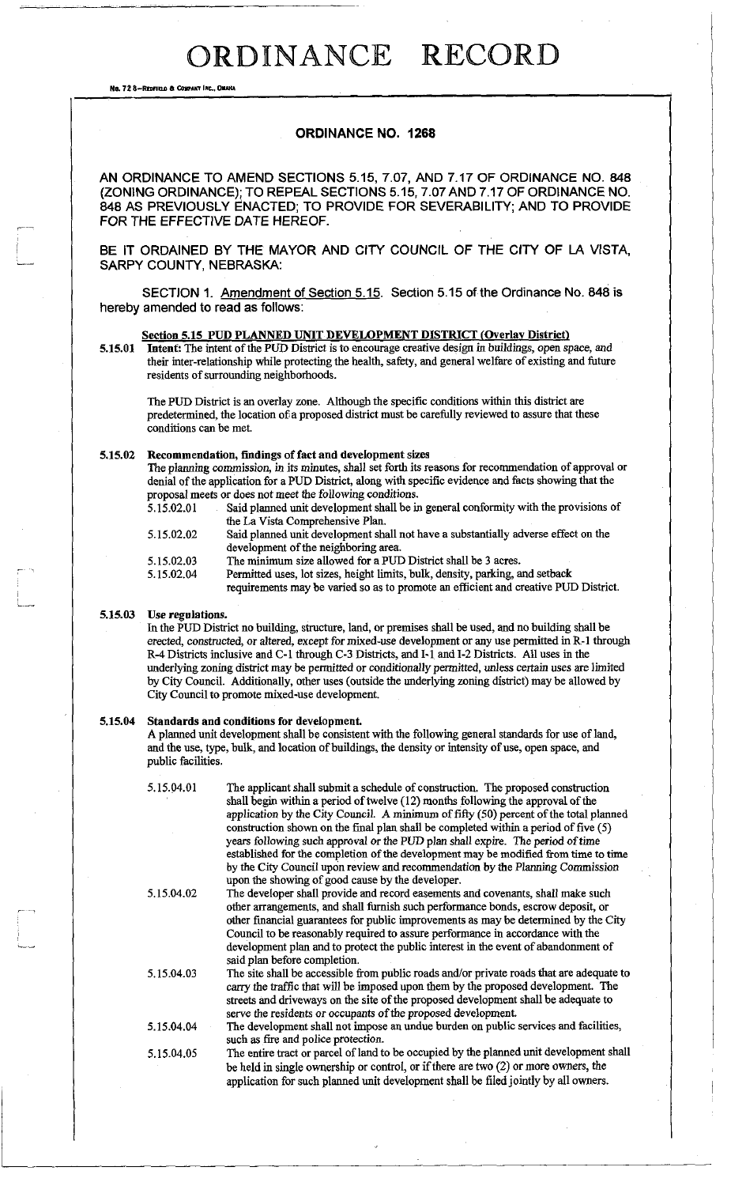# ORDINANCE RECORD

No. 72 8—Redfield & Company Inc., Omaha

## ORDINANCE NO. 1268

AN ORDINANCE TO AMEND SECTIONS 5.15, 7.07, AND 7.17 OF ORDINANCE NO. 848 (ZONING ORDINANCE); TO REPEAL SECTIONS 5.15, 7.07 AND 7.17 OF ORDINANCE NO. 848 AS PREVIOUSLY ENACTED; TO PROVIDE FOR SEVERABILITY; AND TO PROVIDE FOR THE EFFECTIVE DATE HEREOF.

BE IT ORDAINED BY THE MAYOR AND CITY COUNCIL OF THE CITY OF LA VISTA, SARPY COUNTY, NEBRASKA:

SECTION 1. Amendment of Section 5.15. Section 5.15 of the Ordinance No. 848 is hereby amended to read as follows:

**Section 5.15 PUD PLANNED UNIT DEVELOPMENT DISTRICT (Overlay District)**

**5.15.01 Intent:** The intent of the PUD District is to encourage creative design in buildings, open space, and their inter-relationship while protecting the health, safety, and general welfare of existing and future residents of surrounding neighborhoods.

The PUD District is an overlay zone. Although the specific conditions within this district are predetermined, the location of a proposed district must be carefully reviewed to assure that these conditions can be met.

**5.15.02 Recommendation, findings of fact and development sizes**

The planning commission, in its minutes, shall set forth its reasons for recommendation of approval or denial of the application for a PUD District, along with specific evidence and facts showing that the proposal meets or does not meet the following conditions.

5.15.02.01 Said planned unit development shall be in general conformity with the provisions of the La Vista Comprehensive Plan.

5.15.02.02 Said planned unit development shall not have a substantially adverse effect on the development of the neighboring area.

5.15.02.03 The minimum size allowed for a PUD District shall be 3 acres.

5.15.02.04 Permitted uses, lot sizes, height limits, bulk, density, parking, and setback requirements may be varied so as to promote an efficient and creative PUD District.

**5.15.03 Use regulations.**

In the PUD District no building, structure, land, or premises shall be used, and no building shall be erected, constructed, or altered, except for mixed-use development or any use permitted in R-1 through R-4 Districts inclusive and C-1 through C-3 Districts, and I-1 and I-2 Districts. All uses in the underlying zoning district may be permitted or conditionally permitted, unless certain uses are limited by City Council. Additionally, other uses (outside the underlying zoning district) may be allowed by City Council to promote mixed-use development.

**5.15.04 Standards and conditions for development.**

A planned unit development shall be consistent with the following general standards for use of land, and the use, type, bulk, and location of buildings, the density or intensity of use, open space, and public facilities.

5.15.04.01 The applicant shall submit a schedule of construction. The proposed construction shall begin within a period of twelve (12) months following the approval of the application by the City Council. A minimum of fifty (50) percent of the total planned construction shown on the final plan shall be completed within a period of five (5) years following such approval or the PUD plan shall expire. The period of time established for the completion of the development may be modified from time to time by the City Council upon review and recommendation by the Planning Commission upon the showing of good cause by the developer.

5.15.04.02 The developer shall provide and record easements and covenants, shall make such other arrangements, and shall furnish such performance bonds, escrow deposit, or other financial guarantees for public improvements as may be determined by the City Council to be reasonably required to assure performance in accordance with the development plan and to protect the public interest in the event of abandonment of said plan before completion.

5.15.04.03 The site shall be accessible from public roads and/or private roads that are adequate to carry the traffic that will be imposed upon them by the proposed development. The streets and driveways on the site of the proposed development shall be adequate to serve the residents or occupants of the proposed development.

5.15.04.04 The development shall not impose an undue burden on public services and facilities, such as fire and police protection.

5.15.04.05 The entire tract or parcel of land to be occupied by the planned unit development shall be held in single ownership or control, or if there are two (2) or more owners, the application for such planned unit development shall be filed jointly by all owners.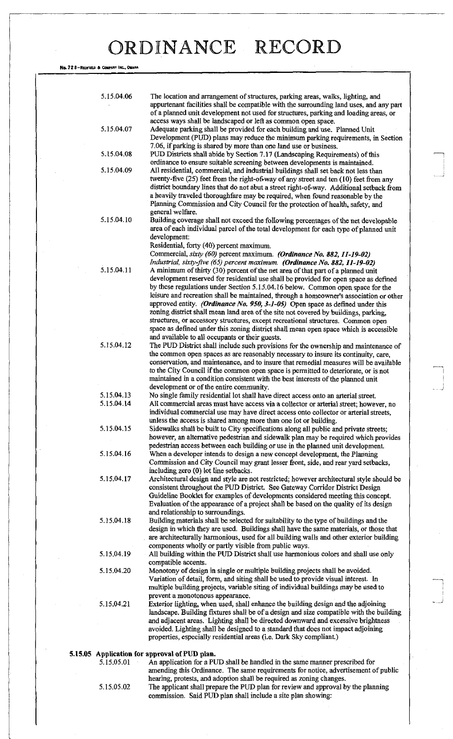# ORDINANCE RECORD

5.15.04.06 The location and arrangement of structures, parking areas, walks, lighting, and appurtenant facilities shall be compatible with the surrounding land uses, and any part of a planned unit development not used for structures, parking and loading areas, or access ways shall be landscaped or left as common open space.

5.15.04.07 Adequate parking shall be provided for each building and use. Planned Unit Development (PUD) plans may reduce the minimum parking requirements, in Section 7.06, if parking is shared by more than one land use or business.

5.15.04.08 PUD Districts shall abide by Section 7.17 (Landscaping Requirements) of this ordinance to ensure suitable screening between developments is maintained.

5.15.04.09 All residential, commercial, and industrial buildings shall set back not less than twenty-five (25) feet from the right-of-way of any street and ten (10) feet from any district boundary lines that do not abut a street right-of-way. Additional setback from a heavily traveled thoroughfare may be required, when found reasonable by the Planning Commission and City Council for the protection of health, safety, and general welfare.

5.15.04.10 Building coverage shall not exceed the following percentages of the net developable area of each individual parcel of the total development for each type of planned unit development:
Residential, forty (40) percent maximum.
Commercial, *sixty (60)* percent maximum. ***(Ordinance No. 882, 11-19-02)***
*Industrial, sixty-five (65) percent maximum.* ***(Ordinance No. 882, 11-19-02)***

5.15.04.11 A minimum of thirty (30) percent of the net area of that part of a planned unit development reserved for residential use shall be provided for open space as defined by these regulations under Section 5.15.04.16 below. Common open space for the leisure and recreation shall be maintained, through a homeowner's association or other approved entity. ***(Ordinance No. 950, 3-1-05)*** Open space as defined under this zoning district shall mean land area of the site not covered by buildings, parking, structures, or accessory structures, except recreational structures. Common open space as defined under this zoning district shall mean open space which is accessible and available to all occupants or their guests.

5.15.04.12 The PUD District shall include such provisions for the ownership and maintenance of the common open spaces as are reasonably necessary to insure its continuity, care, conservation, and maintenance, and to insure that remedial measures will be available to the City Council if the common open space is permitted to deteriorate, or is not maintained in a condition consistent with the best interests of the planned unit development or of the entire community.

5.15.04.13 No single family residential lot shall have direct access onto an arterial street.

5.15.04.14 All commercial areas must have access via a collector or arterial street; however, no individual commercial use may have direct access onto collector or arterial streets, unless the access is shared among more than one lot or building.

5.15.04.15 Sidewalks shall be built to City specifications along all public and private streets; however, an alternative pedestrian and sidewalk plan may be required which provides pedestrian access between each building or use in the planned unit development.

5.15.04.16 When a developer intends to design a new concept development, the Planning Commission and City Council may grant lesser front, side, and rear yard setbacks, including zero (0) lot line setbacks.

5.15.04.17 Architectural design and style are not restricted; however architectural style should be consistent throughout the PUD District. See Gateway Corridor District Design Guideline Booklet for examples of developments considered meeting this concept. Evaluation of the appearance of a project shall be based on the quality of its design and relationship to surroundings.

5.15.04.18 Building materials shall be selected for suitability to the type of buildings and the design in which they are used. Buildings shall have the same materials, or those that are architecturally harmonious, used for all building walls and other exterior building components wholly or partly visible from public ways.

5.15.04.19 All building within the PUD District shall use harmonious colors and shall use only compatible accents.

5.15.04.20 Monotony of design in single or multiple building projects shall be avoided. Variation of detail, form, and siting shall be used to provide visual interest. In multiple building projects, variable siting of individual buildings may be used to prevent a monotonous appearance.

5.15.04.21 Exterior lighting, when used, shall enhance the building design and the adjoining landscape. Building fixtures shall be of a design and size compatible with the building and adjacent areas. Lighting shall be directed downward and excessive brightness avoided. Lighting shall be designed to a standard that does not impact adjoining properties, especially residential areas (i.e. Dark Sky compliant.)

**5.15.05 Application for approval of PUD plan.**

5.15.05.01 An application for a PUD shall be handled in the same manner prescribed for amending this Ordinance. The same requirements for notice, advertisement of public hearing, protests, and adoption shall be required as zoning changes.

5.15.05.02 The applicant shall prepare the PUD plan for review and approval by the planning commission. Said PUD plan shall include a site plan showing: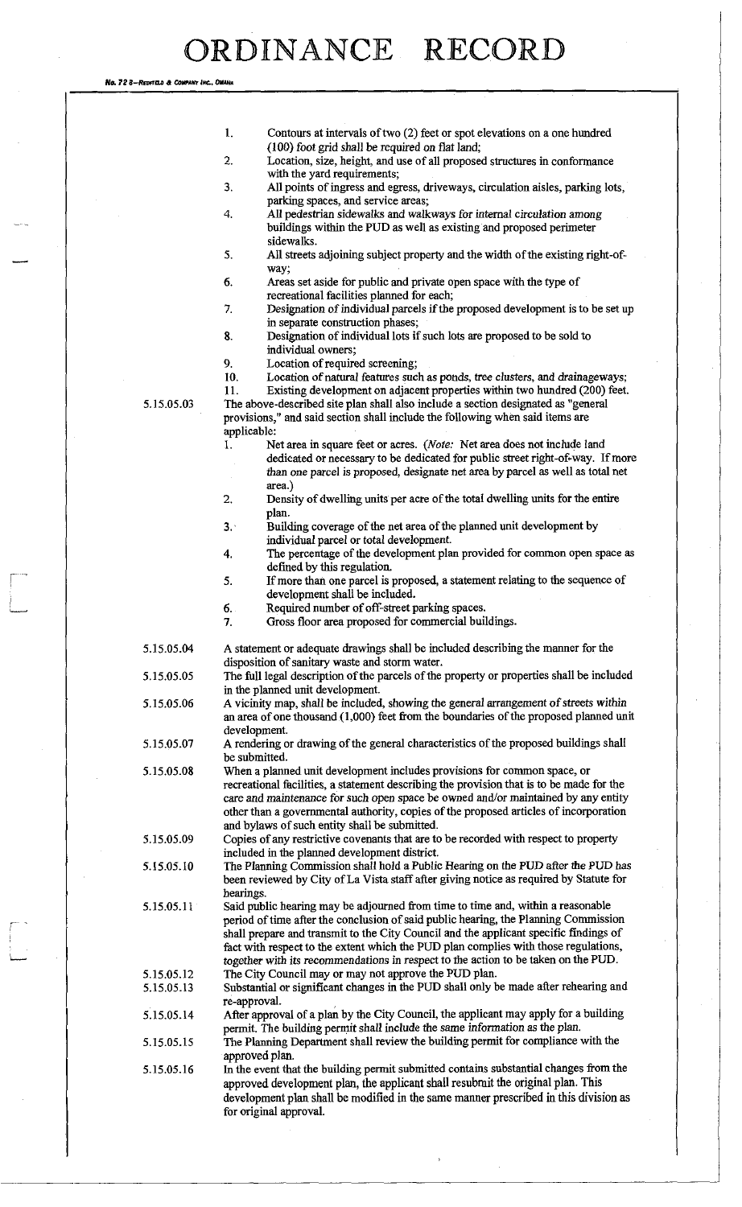1. Contours at intervals of two (2) feet or spot elevations on a one hundred (100) foot grid shall be required on flat land;
2. Location, size, height, and use of all proposed structures in conformance with the yard requirements;
3. All points of ingress and egress, driveways, circulation aisles, parking lots, parking spaces, and service areas;
4. All pedestrian sidewalks and walkways for internal circulation among buildings within the PUD as well as existing and proposed perimeter sidewalks.
5. All streets adjoining subject property and the width of the existing right-of-way;
6. Areas set aside for public and private open space with the type of recreational facilities planned for each;
7. Designation of individual parcels if the proposed development is to be set up in separate construction phases;
8. Designation of individual lots if such lots are proposed to be sold to individual owners;
9. Location of required screening;
10. Location of natural features such as ponds, tree clusters, and drainageways;
11. Existing development on adjacent properties within two hundred (200) feet.

5.15.05.03 The above-described site plan shall also include a section designated as "general provisions," and said section shall include the following when said items are applicable:

1. Net area in square feet or acres. (*Note:* Net area does not include land dedicated or necessary to be dedicated for public street right-of-way. If more than one parcel is proposed, designate net area by parcel as well as total net area.)
2. Density of dwelling units per acre of the total dwelling units for the entire plan.
3. Building coverage of the net area of the planned unit development by individual parcel or total development.
4. The percentage of the development plan provided for common open space as defined by this regulation.
5. If more than one parcel is proposed, a statement relating to the sequence of development shall be included.
6. Required number of off-street parking spaces.
7. Gross floor area proposed for commercial buildings.

5.15.05.04 A statement or adequate drawings shall be included describing the manner for the disposition of sanitary waste and storm water.

5.15.05.05 The full legal description of the parcels of the property or properties shall be included in the planned unit development.

5.15.05.06 A vicinity map, shall be included, showing the general arrangement of streets within an area of one thousand (1,000) feet from the boundaries of the proposed planned unit development.

5.15.05.07 A rendering or drawing of the general characteristics of the proposed buildings shall be submitted.

5.15.05.08 When a planned unit development includes provisions for common space, or recreational facilities, a statement describing the provision that is to be made for the care and maintenance for such open space be owned and/or maintained by any entity other than a governmental authority, copies of the proposed articles of incorporation and bylaws of such entity shall be submitted.

5.15.05.09 Copies of any restrictive covenants that are to be recorded with respect to property included in the planned development district.

5.15.05.10 The Planning Commission shall hold a Public Hearing on the PUD after the PUD has been reviewed by City of La Vista staff after giving notice as required by Statute for hearings.

5.15.05.11 Said public hearing may be adjourned from time to time and, within a reasonable period of time after the conclusion of said public hearing, the Planning Commission shall prepare and transmit to the City Council and the applicant specific findings of fact with respect to the extent which the PUD plan complies with those regulations, together with its recommendations in respect to the action to be taken on the PUD.

5.15.05.12 The City Council may or may not approve the PUD plan.

5.15.05.13 Substantial or significant changes in the PUD shall only be made after rehearing and re-approval.

5.15.05.14 After approval of a plan by the City Council, the applicant may apply for a building permit. The building permit shall include the same information as the plan.

5.15.05.15 The Planning Department shall review the building permit for compliance with the approved plan.

5.15.05.16 In the event that the building permit submitted contains substantial changes from the approved development plan, the applicant shall resubmit the original plan. This development plan shall be modified in the same manner prescribed in this division as for original approval.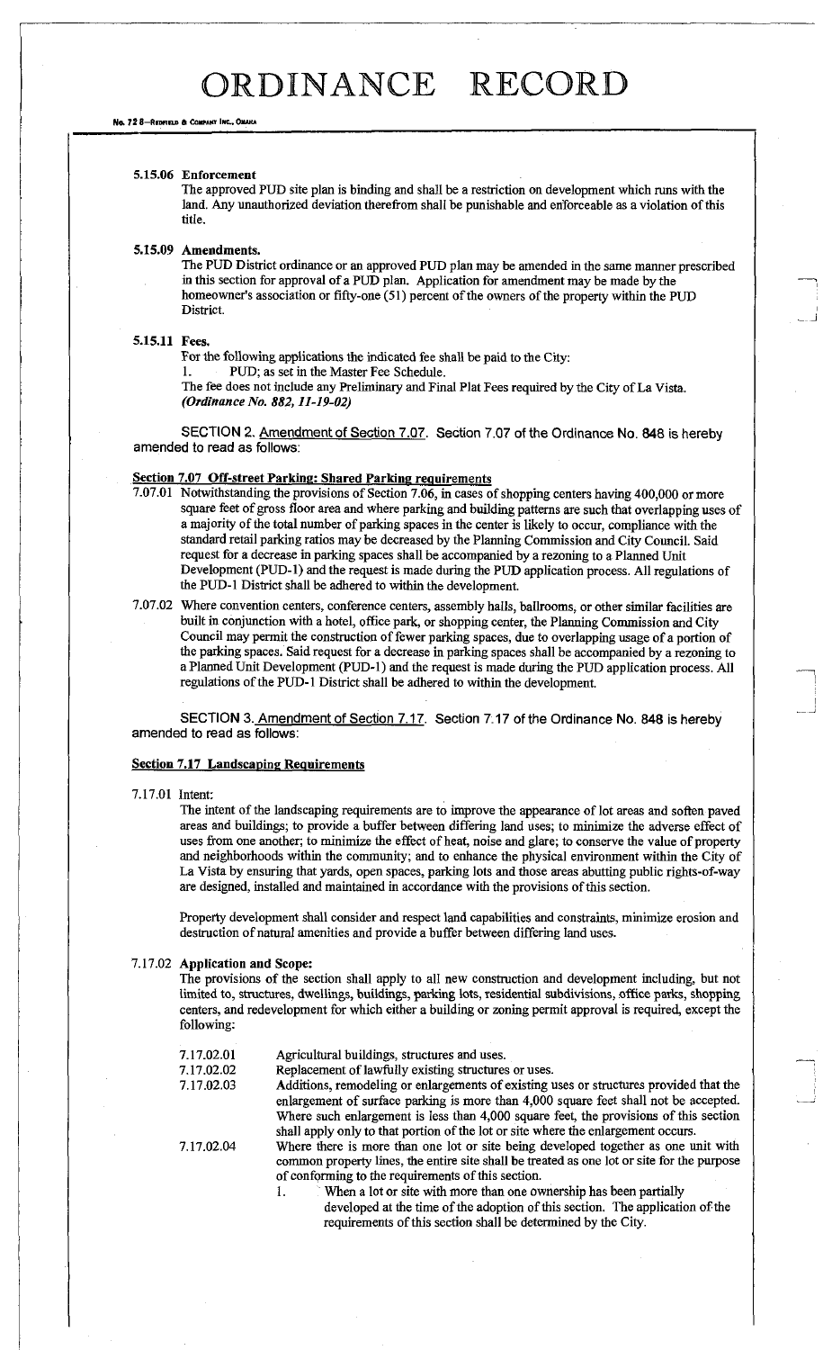#### 5.15.06 Enforcement

The approved PUD site plan is binding and shall be a restriction on development which runs with the land. Any unauthorized deviation therefrom shall be punishable and enforceable as a violation of this title.

#### 5.15.09 Amendments.

The PUD District ordinance or an approved PUD plan may be amended in the same manner prescribed in this section for approval of a PUD plan. Application for amendment may be made by the homeowner's association or fifty-one (51) percent of the owners of the property within the PUD District.

#### 5.15.11 Fees.

For the following applications the indicated fee shall be paid to the City:

1. PUD; as set in the Master Fee Schedule.

The fee does not include any Preliminary and Final Plat Fees required by the City of La Vista. *(Ordinance No. 882, 11-19-02)*

SECTION 2. Amendment of Section 7.07. Section 7.07 of the Ordinance No. 848 is hereby amended to read as follows:

**Section 7.07 Off-street Parking: Shared Parking requirements**

7.07.01 Notwithstanding the provisions of Section 7.06, in cases of shopping centers having 400,000 or more square feet of gross floor area and where parking and building patterns are such that overlapping uses of a majority of the total number of parking spaces in the center is likely to occur, compliance with the standard retail parking ratios may be decreased by the Planning Commission and City Council. Said request for a decrease in parking spaces shall be accompanied by a rezoning to a Planned Unit Development (PUD-1) and the request is made during the PUD application process. All regulations of the PUD-1 District shall be adhered to within the development.

7.07.02 Where convention centers, conference centers, assembly halls, ballrooms, or other similar facilities are built in conjunction with a hotel, office park, or shopping center, the Planning Commission and City Council may permit the construction of fewer parking spaces, due to overlapping usage of a portion of the parking spaces. Said request for a decrease in parking spaces shall be accompanied by a rezoning to a Planned Unit Development (PUD-1) and the request is made during the PUD application process. All regulations of the PUD-1 District shall be adhered to within the development.

SECTION 3. Amendment of Section 7.17. Section 7.17 of the Ordinance No. 848 is hereby amended to read as follows:

**Section 7.17 Landscaping Requirements**

7.17.01 Intent:

The intent of the landscaping requirements are to improve the appearance of lot areas and soften paved areas and buildings; to provide a buffer between differing land uses; to minimize the adverse effect of uses from one another; to minimize the effect of heat, noise and glare; to conserve the value of property and neighborhoods within the community; and to enhance the physical environment within the City of La Vista by ensuring that yards, open spaces, parking lots and those areas abutting public rights-of-way are designed, installed and maintained in accordance with the provisions of this section.

Property development shall consider and respect land capabilities and constraints, minimize erosion and destruction of natural amenities and provide a buffer between differing land uses.

7.17.02 **Application and Scope:**

The provisions of the section shall apply to all new construction and development including, but not limited to, structures, dwellings, buildings, parking lots, residential subdivisions, office parks, shopping centers, and redevelopment for which either a building or zoning permit approval is required, except the following:

7.17.02.01 Agricultural buildings, structures and uses.

7.17.02.02 Replacement of lawfully existing structures or uses.

7.17.02.03 Additions, remodeling or enlargements of existing uses or structures provided that the enlargement of surface parking is more than 4,000 square feet shall not be accepted. Where such enlargement is less than 4,000 square feet, the provisions of this section shall apply only to that portion of the lot or site where the enlargement occurs.

7.17.02.04 Where there is more than one lot or site being developed together as one unit with common property lines, the entire site shall be treated as one lot or site for the purpose of conforming to the requirements of this section.

1. When a lot or site with more than one ownership has been partially developed at the time of the adoption of this section. The application of the requirements of this section shall be determined by the City.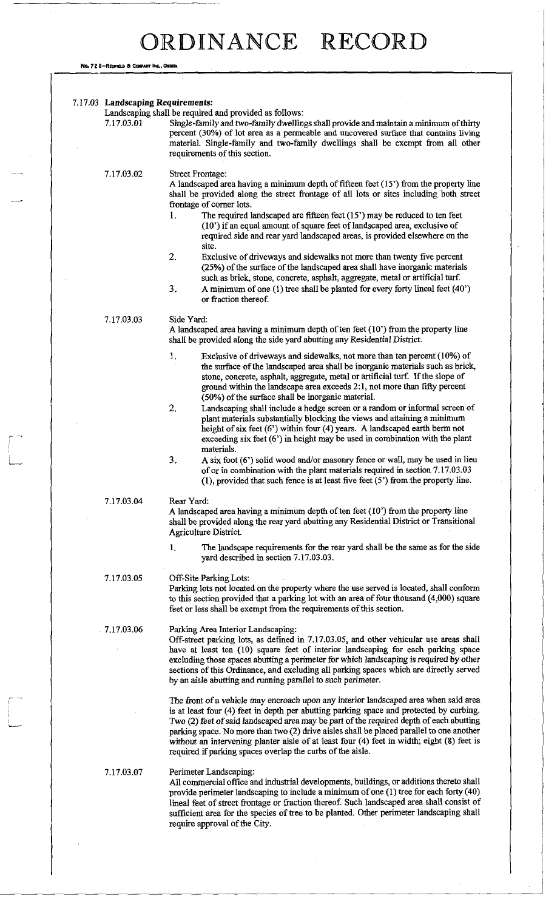### 7.17.03 *Landscaping Requirements:*

Landscaping shall be required and provided as follows:

**7.17.03.01** Single-family and two-family dwellings shall provide and maintain a minimum of thirty percent (30%) of lot area as a permeable and uncovered surface that contains living material. Single-family and two-family dwellings shall be exempt from all other requirements of this section.

**7.17.03.02** Street Frontage:

A landscaped area having a minimum depth of fifteen feet (15') from the property line shall be provided along the street frontage of all lots or sites including both street frontage of corner lots.

1. The required landscaped are fifteen feet (15') may be reduced to ten feet (10') if an equal amount of square feet of landscaped area, exclusive of required side and rear yard landscaped areas, is provided elsewhere on the site.
2. Exclusive of driveways and sidewalks not more than twenty five percent (25%) of the surface of the landscaped area shall have inorganic materials such as brick, stone, concrete, asphalt, aggregate, metal or artificial turf.
3. A minimum of one (1) tree shall be planted for every forty lineal feet (40') or fraction thereof.

**7.17.03.03** Side Yard:

A landscaped area having a minimum depth of ten feet (10') from the property line shall be provided along the side yard abutting any Residential District.

1. Exclusive of driveways and sidewalks, not more than ten percent (10%) of the surface of the landscaped area shall be inorganic materials such as brick, stone, concrete, asphalt, aggregate, metal or artificial turf. If the slope of ground within the landscape area exceeds 2:1, not more than fifty percent (50%) of the surface shall be inorganic material.
2. Landscaping shall include a hedge screen or a random or informal screen of plant materials substantially blocking the views and attaining a minimum height of six feet (6') within four (4) years. A landscaped earth berm not exceeding six feet (6') in height may be used in combination with the plant materials.
3. A six foot (6') solid wood and/or masonry fence or wall, may be used in lieu of or in combination with the plant materials required in section 7.17.03.03 (1), provided that such fence is at least five feet (5') from the property line.

**7.17.03.04** Rear Yard:

A landscaped area having a minimum depth of ten feet (10') from the property line shall be provided along the rear yard abutting any Residential District or Transitional Agriculture District.

1. The landscape requirements for the rear yard shall be the same as for the side yard described in section 7.17.03.03.

**7.17.03.05** Off-Site Parking Lots:

Parking lots not located on the property where the use served is located, shall conform to this section provided that a parking lot with an area of four thousand (4,000) square feet or less shall be exempt from the requirements of this section.

**7.17.03.06** Parking Area Interior Landscaping:

Off-street parking lots, as defined in 7.17.03.05, and other vehicular use areas shall have at least ten (10) square feet of interior landscaping for each parking space excluding those spaces abutting a perimeter for which landscaping is required by other sections of this Ordinance, and excluding all parking spaces which are directly served by an aisle abutting and running parallel to such perimeter.

The front of a vehicle may encroach upon any interior landscaped area when said area is at least four (4) feet in depth per abutting parking space and protected by curbing. Two (2) feet of said landscaped area may be part of the required depth of each abutting parking space. No more than two (2) drive aisles shall be placed parallel to one another without an intervening planter aisle of at least four (4) feet in width; eight (8) feet is required if parking spaces overlap the curbs of the aisle.

**7.17.03.07** Perimeter Landscaping:

All commercial office and industrial developments, buildings, or additions thereto shall provide perimeter landscaping to include a minimum of one (1) tree for each forty (40) lineal feet of street frontage or fraction thereof. Such landscaped area shall consist of sufficient area for the species of tree to be planted. Other perimeter landscaping shall require approval of the City.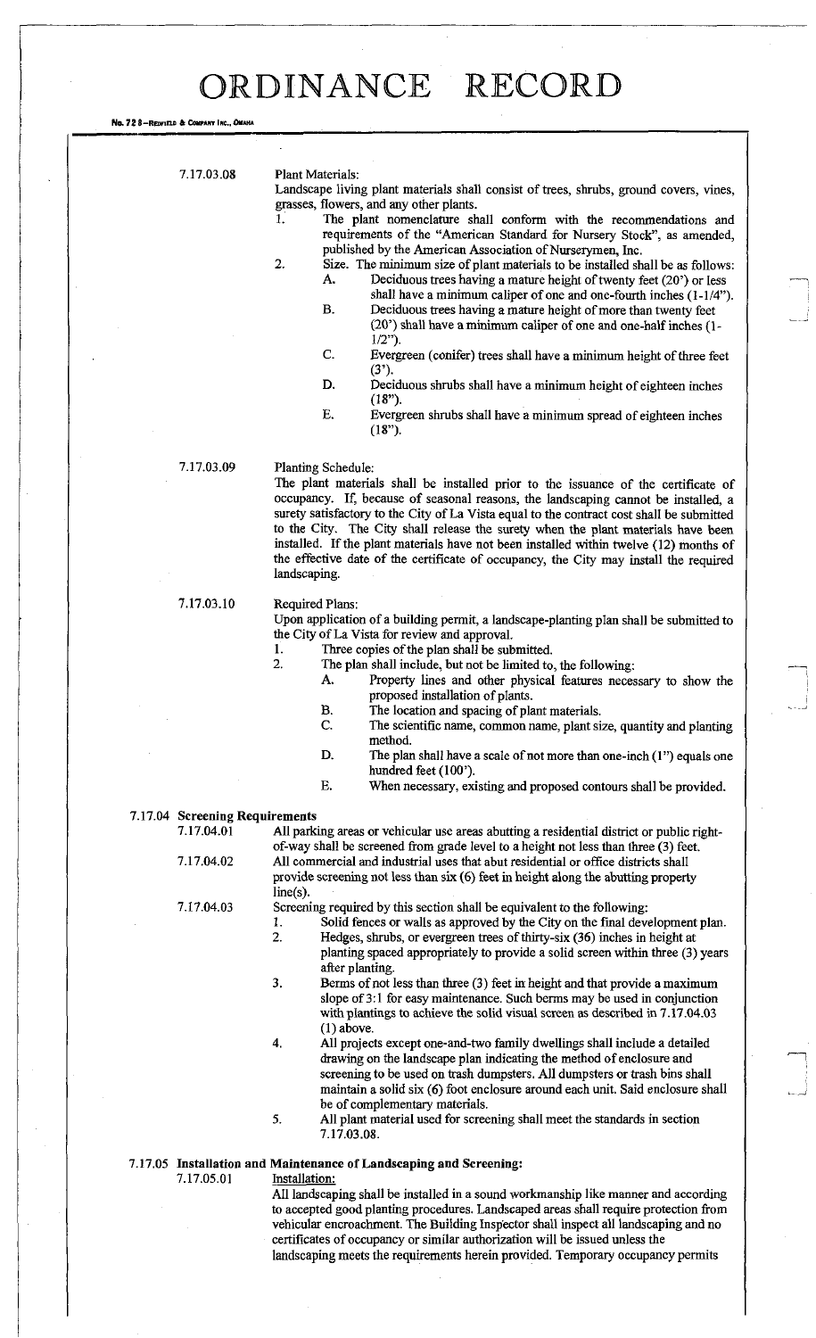# ORDINANCE RECORD

**7.17.03.08** Plant Materials:

Landscape living plant materials shall consist of trees, shrubs, ground covers, vines, grasses, flowers, and any other plants.

1. The plant nomenclature shall conform with the recommendations and requirements of the "American Standard for Nursery Stock", as amended, published by the American Association of Nurserymen, Inc.
2. Size. The minimum size of plant materials to be installed shall be as follows:
   - A. Deciduous trees having a mature height of twenty feet (20') or less shall have a minimum caliper of one and one-fourth inches (1-1/4").
   - B. Deciduous trees having a mature height of more than twenty feet (20') shall have a minimum caliper of one and one-half inches (1-1/2").
   - C. Evergreen (conifer) trees shall have a minimum height of three feet (3').
   - D. Deciduous shrubs shall have a minimum height of eighteen inches (18").
   - E. Evergreen shrubs shall have a minimum spread of eighteen inches (18").

**7.17.03.09** Planting Schedule:

The plant materials shall be installed prior to the issuance of the certificate of occupancy. If, because of seasonal reasons, the landscaping cannot be installed, a surety satisfactory to the City of La Vista equal to the contract cost shall be submitted to the City. The City shall release the surety when the plant materials have been installed. If the plant materials have not been installed within twelve (12) months of the effective date of the certificate of occupancy, the City may install the required landscaping.

**7.17.03.10** Required Plans:

Upon application of a building permit, a landscape-planting plan shall be submitted to the City of La Vista for review and approval.

1. Three copies of the plan shall be submitted.
2. The plan shall include, but not be limited to, the following:
   - A. Property lines and other physical features necessary to show the proposed installation of plants.
   - B. The location and spacing of plant materials.
   - C. The scientific name, common name, plant size, quantity and planting method.
   - D. The plan shall have a scale of not more than one-inch (1") equals one hundred feet (100').
   - E. When necessary, existing and proposed contours shall be provided.

## 7.17.04 Screening Requirements

**7.17.04.01** All parking areas or vehicular use areas abutting a residential district or public right-of-way shall be screened from grade level to a height not less than three (3) feet.

**7.17.04.02** All commercial and industrial uses that abut residential or office districts shall provide screening not less than six (6) feet in height along the abutting property line(s).

**7.17.04.03** Screening required by this section shall be equivalent to the following:

1. Solid fences or walls as approved by the City on the final development plan.
2. Hedges, shrubs, or evergreen trees of thirty-six (36) inches in height at planting spaced appropriately to provide a solid screen within three (3) years after planting.
3. Berms of not less than three (3) feet in height and that provide a maximum slope of 3:1 for easy maintenance. Such berms may be used in conjunction with plantings to achieve the solid visual screen as described in 7.17.04.03 (1) above.
4. All projects except one-and-two family dwellings shall include a detailed drawing on the landscape plan indicating the method of enclosure and screening to be used on trash dumpsters. All dumpsters or trash bins shall maintain a solid six (6) foot enclosure around each unit. Said enclosure shall be of complementary materials.
5. All plant material used for screening shall meet the standards in section 7.17.03.08.

## 7.17.05 Installation and Maintenance of Landscaping and Screening:

**7.17.05.01** Installation:

All landscaping shall be installed in a sound workmanship like manner and according to accepted good planting procedures. Landscaped areas shall require protection from vehicular encroachment. The Building Inspector shall inspect all landscaping and no certificates of occupancy or similar authorization will be issued unless the landscaping meets the requirements herein provided. Temporary occupancy permits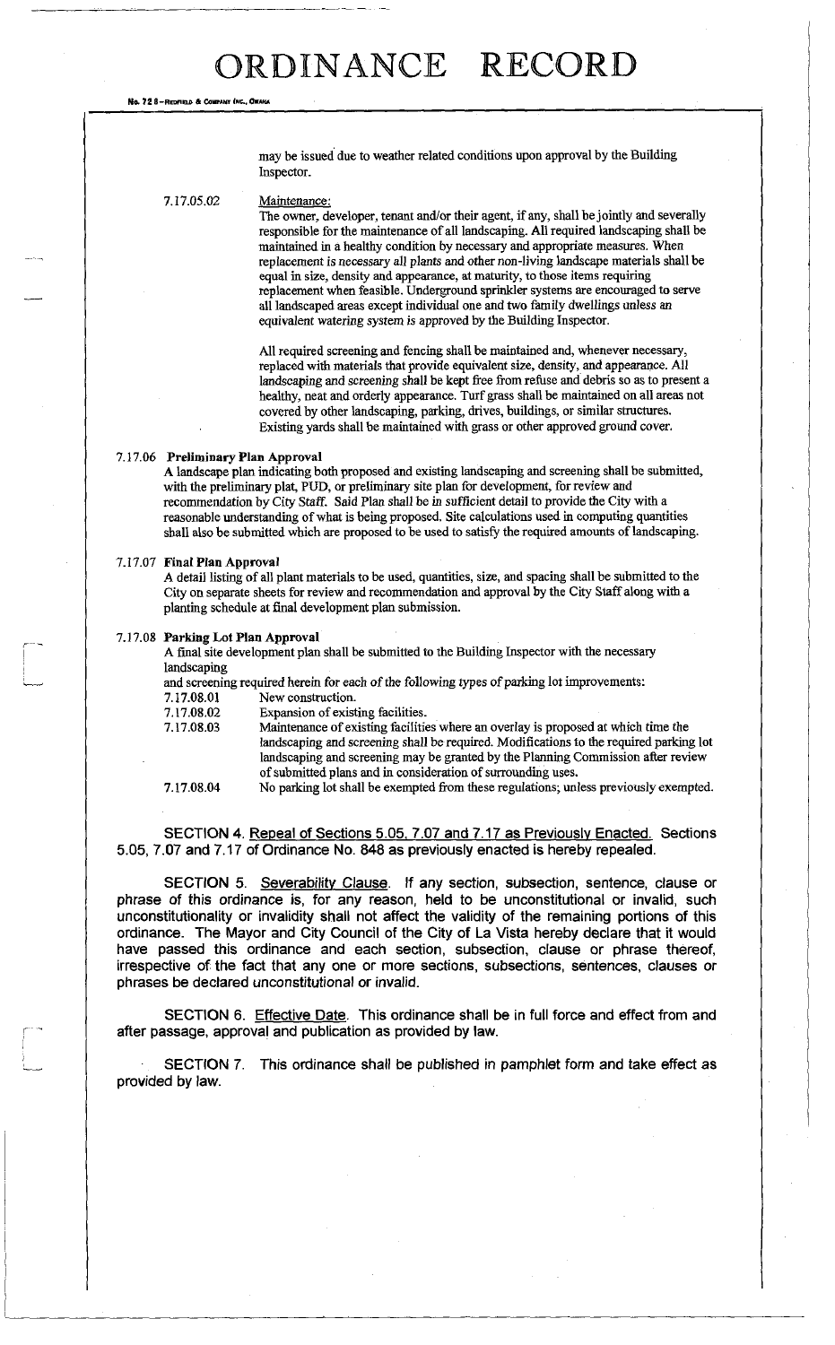may be issued due to weather related conditions upon approval by the Building Inspector.

7.17.05.02 Maintenance:

The owner, developer, tenant and/or their agent, if any, shall be jointly and severally responsible for the maintenance of all landscaping. All required landscaping shall be maintained in a healthy condition by necessary and appropriate measures. When replacement is necessary all plants and other non-living landscape materials shall be equal in size, density and appearance, at maturity, to those items requiring replacement when feasible. Underground sprinkler systems are encouraged to serve all landscaped areas except individual one and two family dwellings unless an equivalent watering system is approved by the Building Inspector.

All required screening and fencing shall be maintained and, whenever necessary, replaced with materials that provide equivalent size, density, and appearance. All landscaping and screening shall be kept free from refuse and debris so as to present a healthy, neat and orderly appearance. Turf grass shall be maintained on all areas not covered by other landscaping, parking, drives, buildings, or similar structures. Existing yards shall be maintained with grass or other approved ground cover.

7.17.06 **Preliminary Plan Approval**

A landscape plan indicating both proposed and existing landscaping and screening shall be submitted, with the preliminary plat, PUD, or preliminary site plan for development, for review and recommendation by City Staff. Said Plan shall be in sufficient detail to provide the City with a reasonable understanding of what is being proposed. Site calculations used in computing quantities shall also be submitted which are proposed to be used to satisfy the required amounts of landscaping.

7.17.07 **Final Plan Approval**

A detail listing of all plant materials to be used, quantities, size, and spacing shall be submitted to the City on separate sheets for review and recommendation and approval by the City Staff along with a planting schedule at final development plan submission.

7.17.08 **Parking Lot Plan Approval**

A final site development plan shall be submitted to the Building Inspector with the necessary landscaping
and screening required herein for each of the following types of parking lot improvements:

7.17.08.01 New construction.

7.17.08.02 Expansion of existing facilities.

7.17.08.03 Maintenance of existing facilities where an overlay is proposed at which time the landscaping and screening shall be required. Modifications to the required parking lot landscaping and screening may be granted by the Planning Commission after review of submitted plans and in consideration of surrounding uses.

7.17.08.04 No parking lot shall be exempted from these regulations; unless previously exempted.

SECTION 4. Repeal of Sections 5.05, 7.07 and 7.17 as Previously Enacted. Sections 5.05, 7.07 and 7.17 of Ordinance No. 848 as previously enacted is hereby repealed.

SECTION 5. Severability Clause. If any section, subsection, sentence, clause or phrase of this ordinance is, for any reason, held to be unconstitutional or invalid, such unconstitutionality or invalidity shall not affect the validity of the remaining portions of this ordinance. The Mayor and City Council of the City of La Vista hereby declare that it would have passed this ordinance and each section, subsection, clause or phrase thereof, irrespective of the fact that any one or more sections, subsections, sentences, clauses or phrases be declared unconstitutional or invalid.

SECTION 6. Effective Date. This ordinance shall be in full force and effect from and after passage, approval and publication as provided by law.

SECTION 7. This ordinance shall be published in pamphlet form and take effect as provided by law.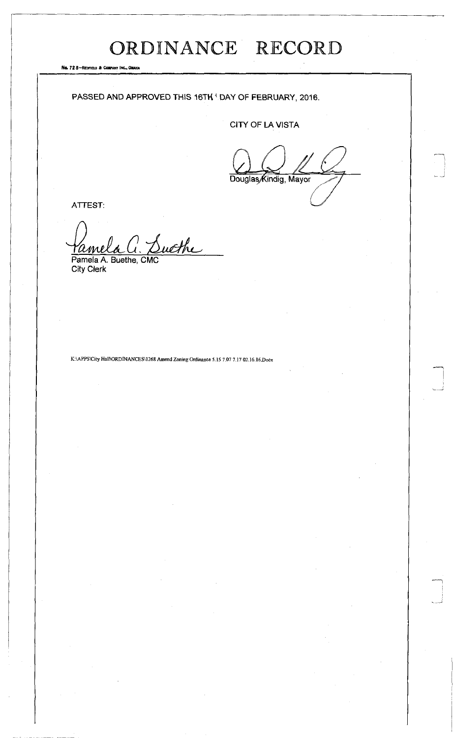# ORDINANCE RECORD

No. 72 8—REDFIELD & COMPANY INC., OMAHA

PASSED AND APPROVED THIS 16TH DAY OF FEBRUARY, 2016.

CITY OF LA VISTA

Douglas Kindig, Mayor

ATTEST:

Pamela A. Buethe, CMC
City Clerk

K:\APPS\City Hall\ORDINANCES\1268 Amend Zoning Ordinance 5.15 7.07 7.17 02.16.16.Docx